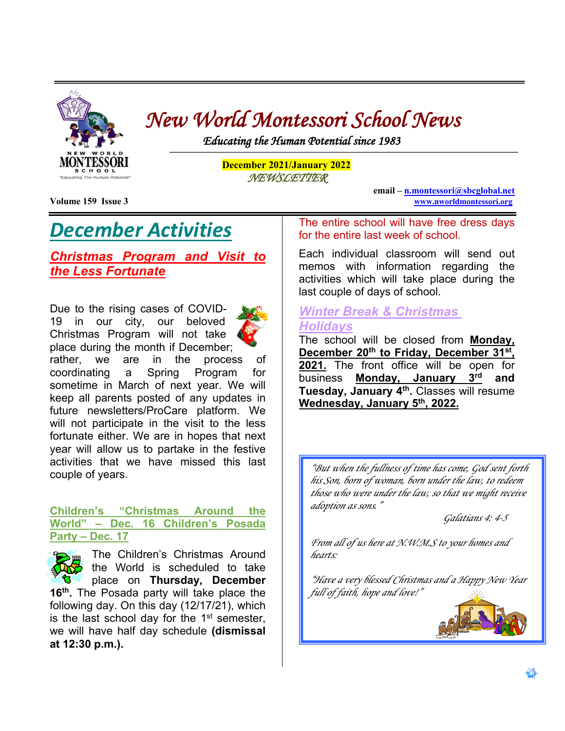# New World Montessori School News

*Educating the Human Potential since 1983*

**December 2021/January 2022**

*NEWSLETTER*

email – n.montessori@sbcglobal.net
www.nworldmontessori.org

**Volume 159 Issue 3**

## December Activities

### Christmas Program and Visit to the Less Fortunate

Due to the rising cases of COVID-19 in our city, our beloved Christmas Program will not take place during the month if December; rather, we are in the process of coordinating a Spring Program for sometime in March of next year. We will keep all parents posted of any updates in future newsletters/ProCare platform. We will not participate in the visit to the less fortunate either. We are in hopes that next year will allow us to partake in the festive activities that we have missed this last couple of years.

### Children's "Christmas Around the World" – Dec. 16 Children's Posada Party – Dec. 17

The Children's Christmas Around the World is scheduled to take place on **Thursday, December 16th.** The Posada party will take place the following day. On this day (12/17/21), which is the last school day for the 1st semester, we will have half day schedule **(dismissal at 12:30 p.m.).**

The entire school will have free dress days for the entire last week of school.

Each individual classroom will send out memos with information regarding the activities which will take place during the last couple of days of school.

### Winter Break & Christmas Holidays

The school will be closed from **Monday, December 20th to Friday, December 31st, 2021.** The front office will be open for business **Monday, January 3rd and Tuesday, January 4th.** Classes will resume **Wednesday, January 5th, 2022.**

*"But when the fullness of time has come, God sent forth his Son, born of woman, born under the law, to redeem those who were under the law, so that we might receive adoption as sons."*

*Galatians 4: 4-5*

*From all of us here at N.W.M.S to your homes and hearts:*

*"Have a very blessed Christmas and a Happy New Year full of faith, hope and love!"*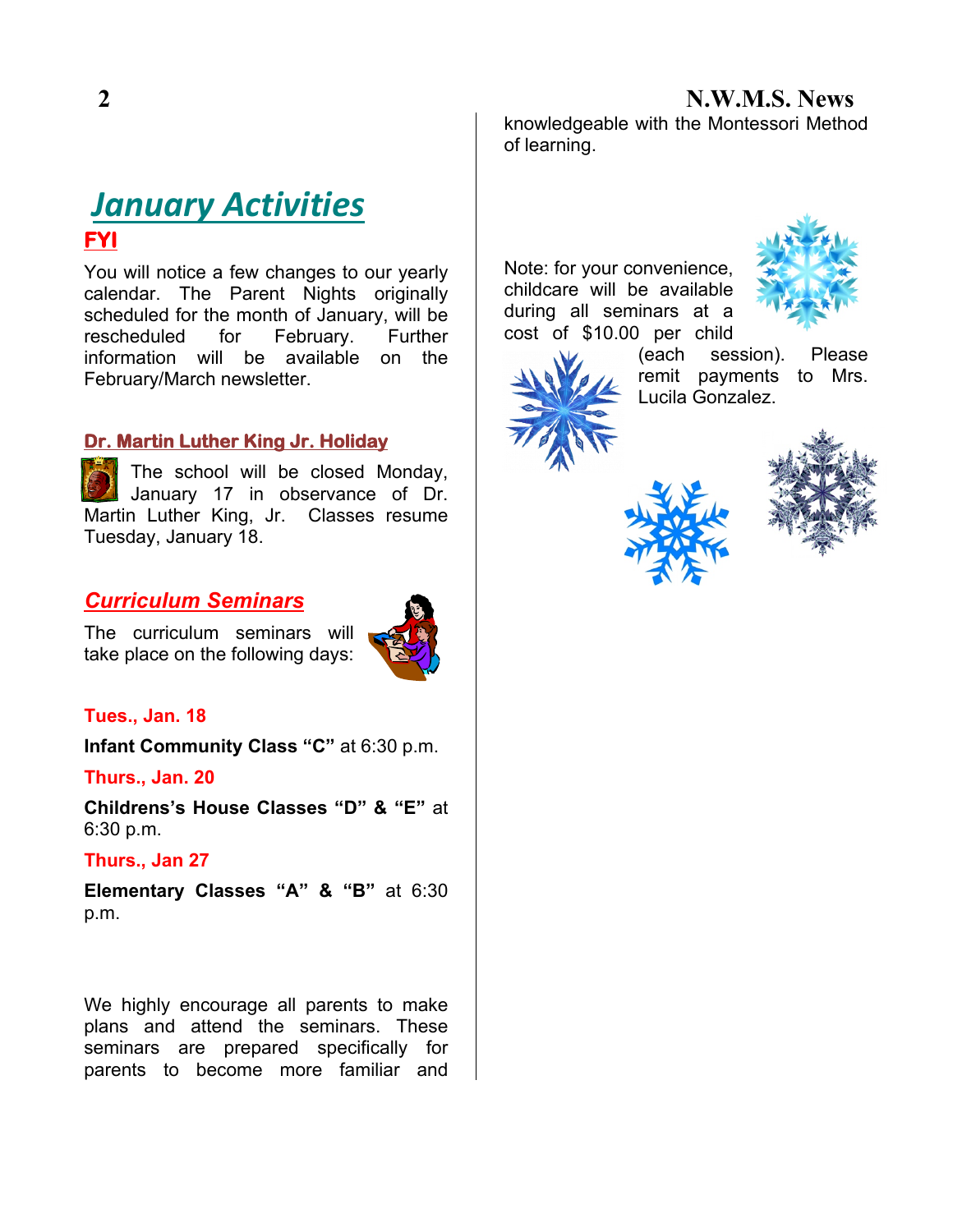# January Activities

## FYI

You will notice a few changes to our yearly calendar. The Parent Nights originally scheduled for the month of January, will be rescheduled for February. Further information will be available on the February/March newsletter.

### Dr. Martin Luther King Jr. Holiday

The school will be closed Monday, January 17 in observance of Dr. Martin Luther King, Jr. Classes resume Tuesday, January 18.

### *Curriculum Seminars*

The curriculum seminars will take place on the following days:

**Tues., Jan. 18**

**Infant Community Class "C"** at 6:30 p.m.

**Thurs., Jan. 20**

**Childrens's House Classes "D" & "E"** at 6:30 p.m.

**Thurs., Jan 27**

**Elementary Classes "A" & "B"** at 6:30 p.m.

We highly encourage all parents to make plans and attend the seminars. These seminars are prepared specifically for parents to become more familiar and knowledgeable with the Montessori Method of learning.

Note: for your convenience, childcare will be available during all seminars at a cost of $10.00 per child (each session). Please remit payments to Mrs. Lucila Gonzalez.